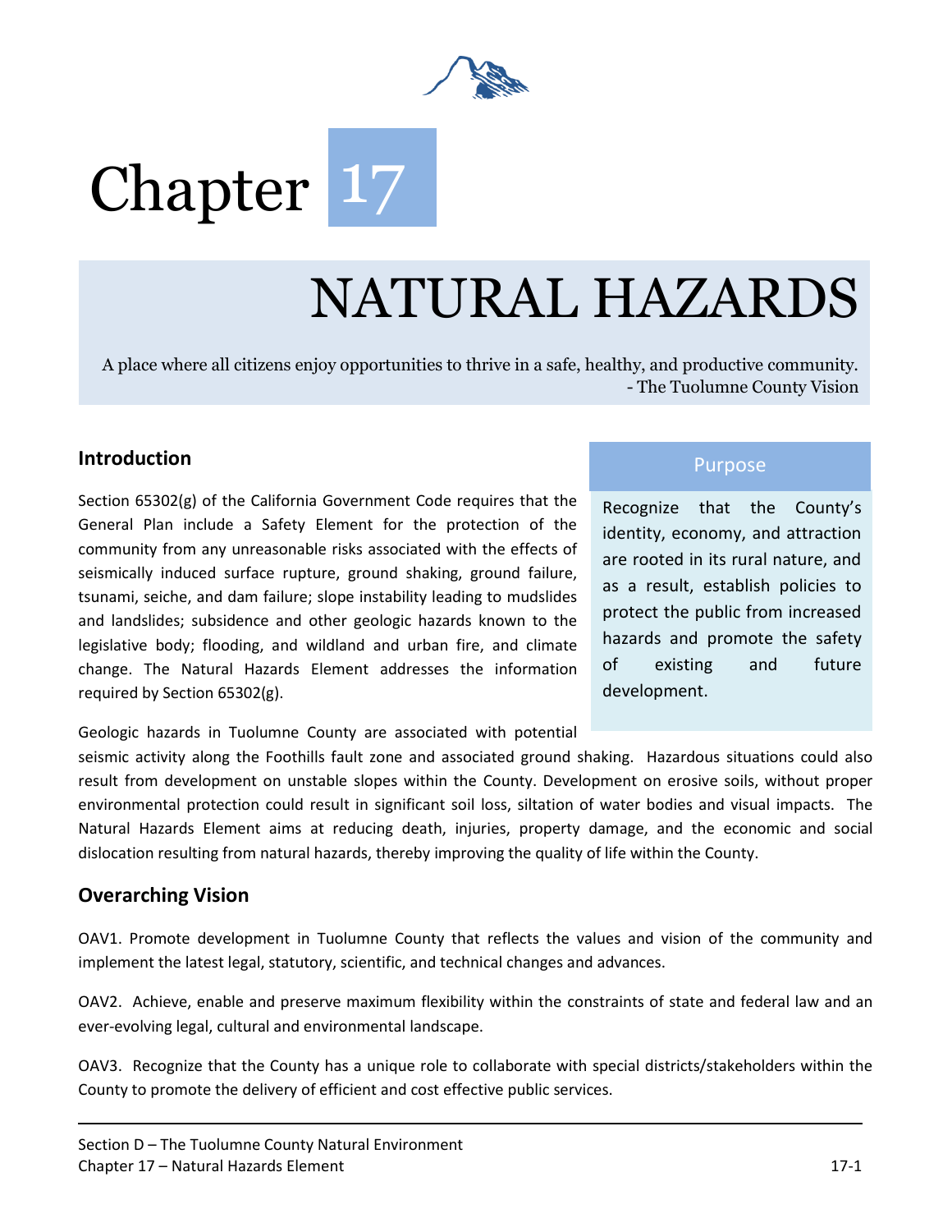# Chapter 17

# NATURAL HAZARDS

A place where all citizens enjoy opportunities to thrive in a safe, healthy, and productive community.
- The Tuolumne County Vision

## Introduction

Section 65302(g) of the California Government Code requires that the General Plan include a Safety Element for the protection of the community from any unreasonable risks associated with the effects of seismically induced surface rupture, ground shaking, ground failure, tsunami, seiche, and dam failure; slope instability leading to mudslides and landslides; subsidence and other geologic hazards known to the legislative body; flooding, and wildland and urban fire, and climate change. The Natural Hazards Element addresses the information required by Section 65302(g).

Geologic hazards in Tuolumne County are associated with potential seismic activity along the Foothills fault zone and associated ground shaking. Hazardous situations could also result from development on unstable slopes within the County. Development on erosive soils, without proper environmental protection could result in significant soil loss, siltation of water bodies and visual impacts. The Natural Hazards Element aims at reducing death, injuries, property damage, and the economic and social dislocation resulting from natural hazards, thereby improving the quality of life within the County.

### Purpose

Recognize that the County's identity, economy, and attraction are rooted in its rural nature, and as a result, establish policies to protect the public from increased hazards and promote the safety of existing and future development.

## Overarching Vision

OAV1. Promote development in Tuolumne County that reflects the values and vision of the community and implement the latest legal, statutory, scientific, and technical changes and advances.

OAV2. Achieve, enable and preserve maximum flexibility within the constraints of state and federal law and an ever-evolving legal, cultural and environmental landscape.

OAV3. Recognize that the County has a unique role to collaborate with special districts/stakeholders within the County to promote the delivery of efficient and cost effective public services.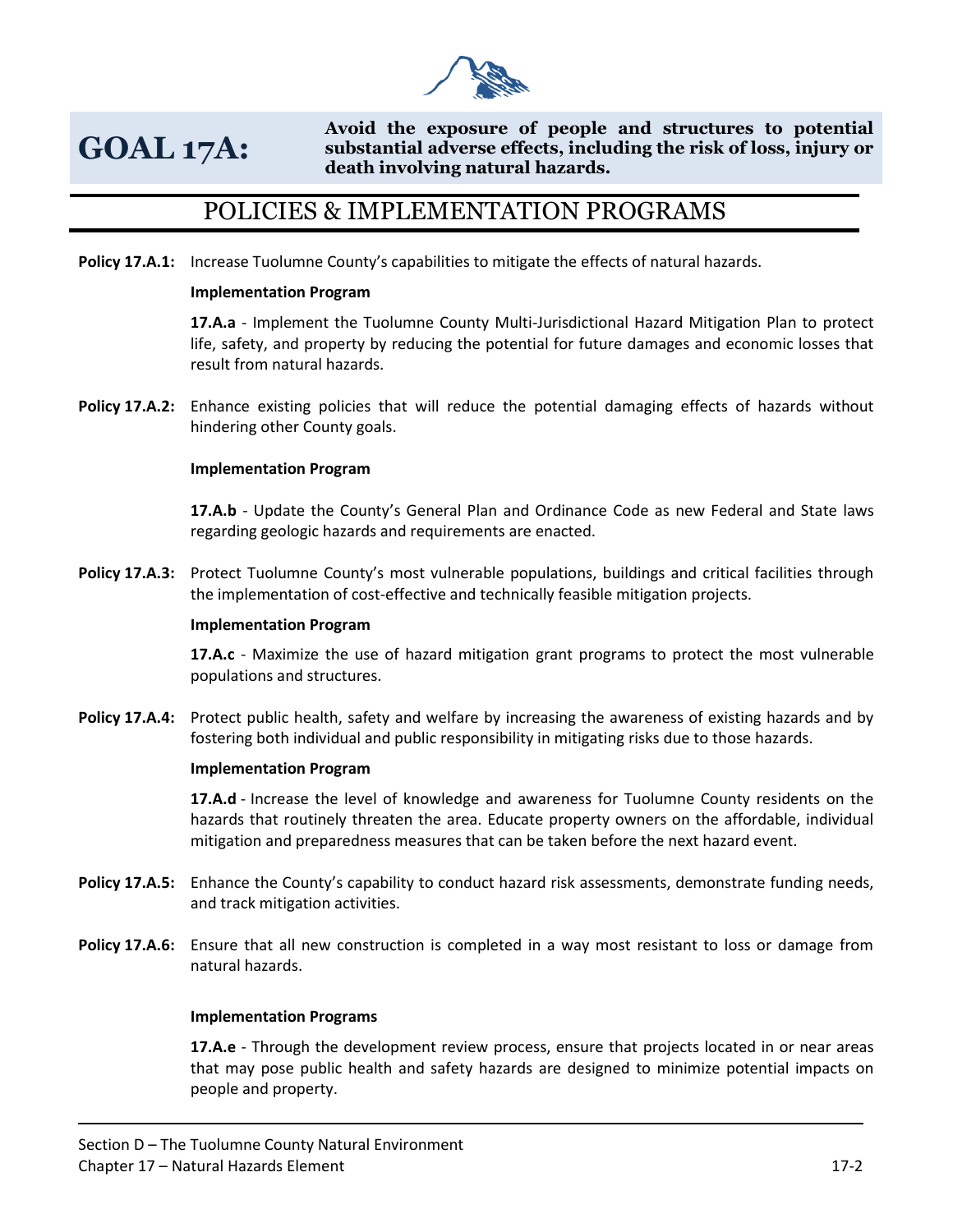# GOAL 17A:

**Avoid the exposure of people and structures to potential substantial adverse effects, including the risk of loss, injury or death involving natural hazards.**

## POLICIES & IMPLEMENTATION PROGRAMS

**Policy 17.A.1:** Increase Tuolumne County's capabilities to mitigate the effects of natural hazards.

**Implementation Program**

**17.A.a** - Implement the Tuolumne County Multi-Jurisdictional Hazard Mitigation Plan to protect life, safety, and property by reducing the potential for future damages and economic losses that result from natural hazards.

**Policy 17.A.2:** Enhance existing policies that will reduce the potential damaging effects of hazards without hindering other County goals.

**Implementation Program**

**17.A.b** - Update the County's General Plan and Ordinance Code as new Federal and State laws regarding geologic hazards and requirements are enacted.

**Policy 17.A.3:** Protect Tuolumne County's most vulnerable populations, buildings and critical facilities through the implementation of cost-effective and technically feasible mitigation projects.

**Implementation Program**

**17.A.c** - Maximize the use of hazard mitigation grant programs to protect the most vulnerable populations and structures.

**Policy 17.A.4:** Protect public health, safety and welfare by increasing the awareness of existing hazards and by fostering both individual and public responsibility in mitigating risks due to those hazards.

**Implementation Program**

**17.A.d** - Increase the level of knowledge and awareness for Tuolumne County residents on the hazards that routinely threaten the area. Educate property owners on the affordable, individual mitigation and preparedness measures that can be taken before the next hazard event.

**Policy 17.A.5:** Enhance the County's capability to conduct hazard risk assessments, demonstrate funding needs, and track mitigation activities.

**Policy 17.A.6:** Ensure that all new construction is completed in a way most resistant to loss or damage from natural hazards.

**Implementation Programs**

**17.A.e** - Through the development review process, ensure that projects located in or near areas that may pose public health and safety hazards are designed to minimize potential impacts on people and property.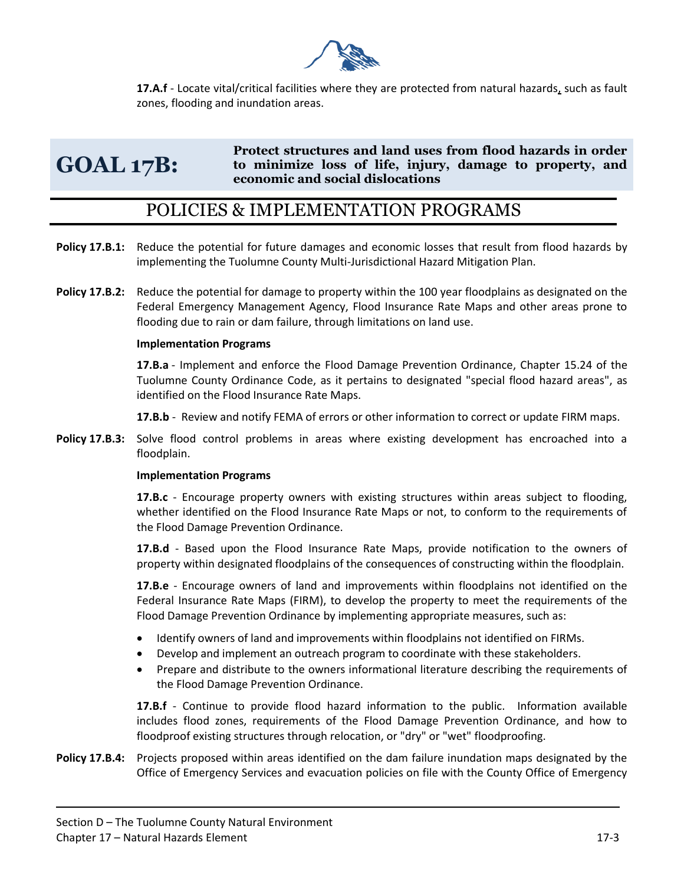**17.A.f** - Locate vital/critical facilities where they are protected from natural hazards, such as fault zones, flooding and inundation areas.

## GOAL 17B: Protect structures and land uses from flood hazards in order to minimize loss of life, injury, damage to property, and economic and social dislocations

## POLICIES & IMPLEMENTATION PROGRAMS

**Policy 17.B.1:** Reduce the potential for future damages and economic losses that result from flood hazards by implementing the Tuolumne County Multi-Jurisdictional Hazard Mitigation Plan.

**Policy 17.B.2:** Reduce the potential for damage to property within the 100 year floodplains as designated on the Federal Emergency Management Agency, Flood Insurance Rate Maps and other areas prone to flooding due to rain or dam failure, through limitations on land use.

**Implementation Programs**

**17.B.a** - Implement and enforce the Flood Damage Prevention Ordinance, Chapter 15.24 of the Tuolumne County Ordinance Code, as it pertains to designated "special flood hazard areas", as identified on the Flood Insurance Rate Maps.

**17.B.b** - Review and notify FEMA of errors or other information to correct or update FIRM maps.

**Policy 17.B.3:** Solve flood control problems in areas where existing development has encroached into a floodplain.

**Implementation Programs**

**17.B.c** - Encourage property owners with existing structures within areas subject to flooding, whether identified on the Flood Insurance Rate Maps or not, to conform to the requirements of the Flood Damage Prevention Ordinance.

**17.B.d** - Based upon the Flood Insurance Rate Maps, provide notification to the owners of property within designated floodplains of the consequences of constructing within the floodplain.

**17.B.e** - Encourage owners of land and improvements within floodplains not identified on the Federal Insurance Rate Maps (FIRM), to develop the property to meet the requirements of the Flood Damage Prevention Ordinance by implementing appropriate measures, such as:

- Identify owners of land and improvements within floodplains not identified on FIRMs.
- Develop and implement an outreach program to coordinate with these stakeholders.
- Prepare and distribute to the owners informational literature describing the requirements of the Flood Damage Prevention Ordinance.

**17.B.f** - Continue to provide flood hazard information to the public. Information available includes flood zones, requirements of the Flood Damage Prevention Ordinance, and how to floodproof existing structures through relocation, or "dry" or "wet" floodproofing.

**Policy 17.B.4:** Projects proposed within areas identified on the dam failure inundation maps designated by the Office of Emergency Services and evacuation policies on file with the County Office of Emergency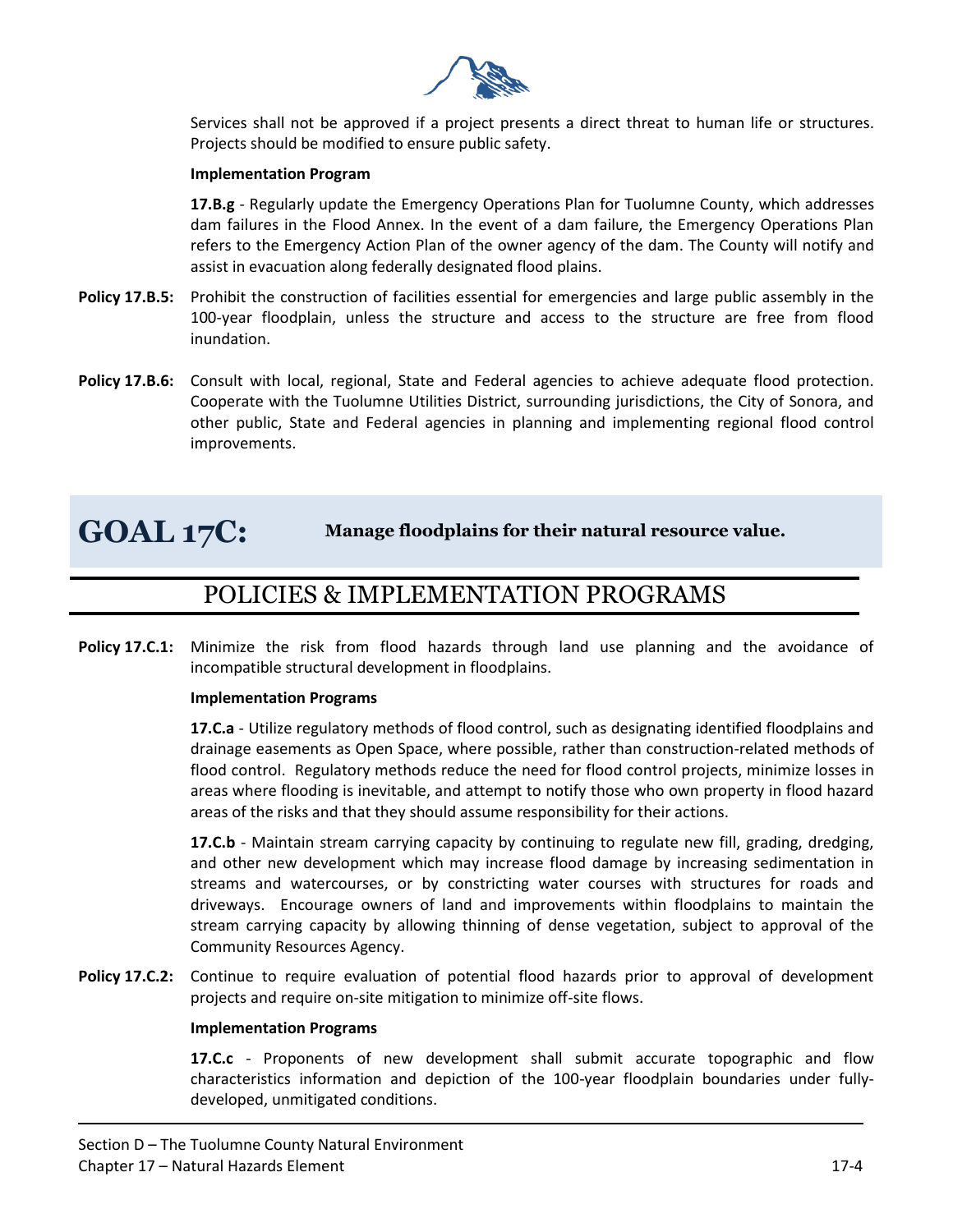Services shall not be approved if a project presents a direct threat to human life or structures. Projects should be modified to ensure public safety.

**Implementation Program**

**17.B.g** - Regularly update the Emergency Operations Plan for Tuolumne County, which addresses dam failures in the Flood Annex. In the event of a dam failure, the Emergency Operations Plan refers to the Emergency Action Plan of the owner agency of the dam. The County will notify and assist in evacuation along federally designated flood plains.

**Policy 17.B.5:** Prohibit the construction of facilities essential for emergencies and large public assembly in the 100-year floodplain, unless the structure and access to the structure are free from flood inundation.

**Policy 17.B.6:** Consult with local, regional, State and Federal agencies to achieve adequate flood protection. Cooperate with the Tuolumne Utilities District, surrounding jurisdictions, the City of Sonora, and other public, State and Federal agencies in planning and implementing regional flood control improvements.

# GOAL 17C: Manage floodplains for their natural resource value.

## POLICIES & IMPLEMENTATION PROGRAMS

**Policy 17.C.1:** Minimize the risk from flood hazards through land use planning and the avoidance of incompatible structural development in floodplains.

**Implementation Programs**

**17.C.a** - Utilize regulatory methods of flood control, such as designating identified floodplains and drainage easements as Open Space, where possible, rather than construction-related methods of flood control. Regulatory methods reduce the need for flood control projects, minimize losses in areas where flooding is inevitable, and attempt to notify those who own property in flood hazard areas of the risks and that they should assume responsibility for their actions.

**17.C.b** - Maintain stream carrying capacity by continuing to regulate new fill, grading, dredging, and other new development which may increase flood damage by increasing sedimentation in streams and watercourses, or by constricting water courses with structures for roads and driveways. Encourage owners of land and improvements within floodplains to maintain the stream carrying capacity by allowing thinning of dense vegetation, subject to approval of the Community Resources Agency.

**Policy 17.C.2:** Continue to require evaluation of potential flood hazards prior to approval of development projects and require on-site mitigation to minimize off-site flows.

**Implementation Programs**

**17.C.c** - Proponents of new development shall submit accurate topographic and flow characteristics information and depiction of the 100-year floodplain boundaries under fully-developed, unmitigated conditions.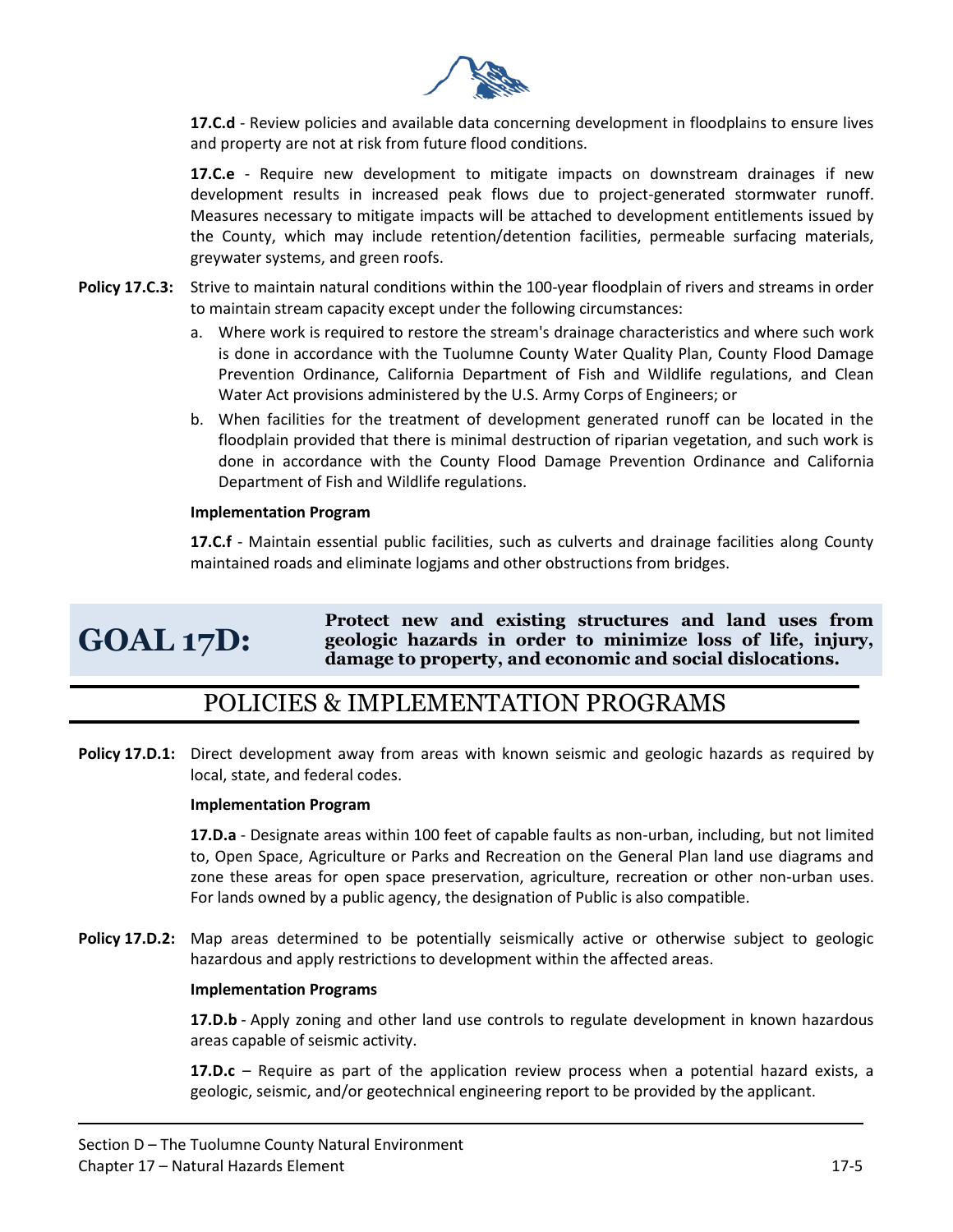**17.C.d** - Review policies and available data concerning development in floodplains to ensure lives and property are not at risk from future flood conditions.

**17.C.e** - Require new development to mitigate impacts on downstream drainages if new development results in increased peak flows due to project-generated stormwater runoff. Measures necessary to mitigate impacts will be attached to development entitlements issued by the County, which may include retention/detention facilities, permeable surfacing materials, greywater systems, and green roofs.

**Policy 17.C.3:** Strive to maintain natural conditions within the 100-year floodplain of rivers and streams in order to maintain stream capacity except under the following circumstances:

a. Where work is required to restore the stream's drainage characteristics and where such work is done in accordance with the Tuolumne County Water Quality Plan, County Flood Damage Prevention Ordinance, California Department of Fish and Wildlife regulations, and Clean Water Act provisions administered by the U.S. Army Corps of Engineers; or

b. When facilities for the treatment of development generated runoff can be located in the floodplain provided that there is minimal destruction of riparian vegetation, and such work is done in accordance with the County Flood Damage Prevention Ordinance and California Department of Fish and Wildlife regulations.

**Implementation Program**

**17.C.f** - Maintain essential public facilities, such as culverts and drainage facilities along County maintained roads and eliminate logjams and other obstructions from bridges.

## GOAL 17D: Protect new and existing structures and land uses from geologic hazards in order to minimize loss of life, injury, damage to property, and economic and social dislocations.

## POLICIES & IMPLEMENTATION PROGRAMS

**Policy 17.D.1:** Direct development away from areas with known seismic and geologic hazards as required by local, state, and federal codes.

**Implementation Program**

**17.D.a** - Designate areas within 100 feet of capable faults as non-urban, including, but not limited to, Open Space, Agriculture or Parks and Recreation on the General Plan land use diagrams and zone these areas for open space preservation, agriculture, recreation or other non-urban uses. For lands owned by a public agency, the designation of Public is also compatible.

**Policy 17.D.2:** Map areas determined to be potentially seismically active or otherwise subject to geologic hazardous and apply restrictions to development within the affected areas.

**Implementation Programs**

**17.D.b** - Apply zoning and other land use controls to regulate development in known hazardous areas capable of seismic activity.

**17.D.c** – Require as part of the application review process when a potential hazard exists, a geologic, seismic, and/or geotechnical engineering report to be provided by the applicant.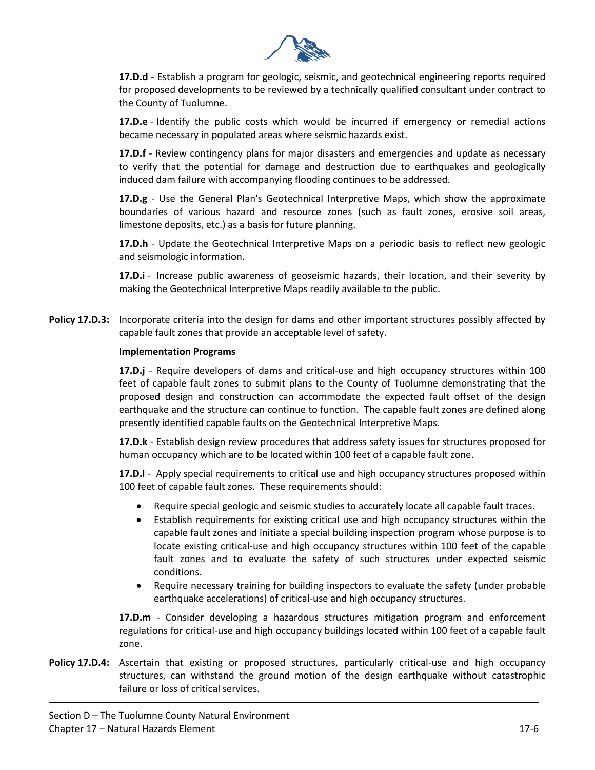**17.D.d** - Establish a program for geologic, seismic, and geotechnical engineering reports required for proposed developments to be reviewed by a technically qualified consultant under contract to the County of Tuolumne.

**17.D.e** - Identify the public costs which would be incurred if emergency or remedial actions became necessary in populated areas where seismic hazards exist.

**17.D.f** - Review contingency plans for major disasters and emergencies and update as necessary to verify that the potential for damage and destruction due to earthquakes and geologically induced dam failure with accompanying flooding continues to be addressed.

**17.D.g** - Use the General Plan's Geotechnical Interpretive Maps, which show the approximate boundaries of various hazard and resource zones (such as fault zones, erosive soil areas, limestone deposits, etc.) as a basis for future planning.

**17.D.h** - Update the Geotechnical Interpretive Maps on a periodic basis to reflect new geologic and seismologic information.

**17.D.i** - Increase public awareness of geoseismic hazards, their location, and their severity by making the Geotechnical Interpretive Maps readily available to the public.

**Policy 17.D.3:** Incorporate criteria into the design for dams and other important structures possibly affected by capable fault zones that provide an acceptable level of safety.

**Implementation Programs**

**17.D.j** - Require developers of dams and critical-use and high occupancy structures within 100 feet of capable fault zones to submit plans to the County of Tuolumne demonstrating that the proposed design and construction can accommodate the expected fault offset of the design earthquake and the structure can continue to function. The capable fault zones are defined along presently identified capable faults on the Geotechnical Interpretive Maps.

**17.D.k** - Establish design review procedures that address safety issues for structures proposed for human occupancy which are to be located within 100 feet of a capable fault zone.

**17.D.l** - Apply special requirements to critical use and high occupancy structures proposed within 100 feet of capable fault zones. These requirements should:

- Require special geologic and seismic studies to accurately locate all capable fault traces.
- Establish requirements for existing critical use and high occupancy structures within the capable fault zones and initiate a special building inspection program whose purpose is to locate existing critical-use and high occupancy structures within 100 feet of the capable fault zones and to evaluate the safety of such structures under expected seismic conditions.
- Require necessary training for building inspectors to evaluate the safety (under probable earthquake accelerations) of critical-use and high occupancy structures.

**17.D.m** - Consider developing a hazardous structures mitigation program and enforcement regulations for critical-use and high occupancy buildings located within 100 feet of a capable fault zone.

**Policy 17.D.4:** Ascertain that existing or proposed structures, particularly critical-use and high occupancy structures, can withstand the ground motion of the design earthquake without catastrophic failure or loss of critical services.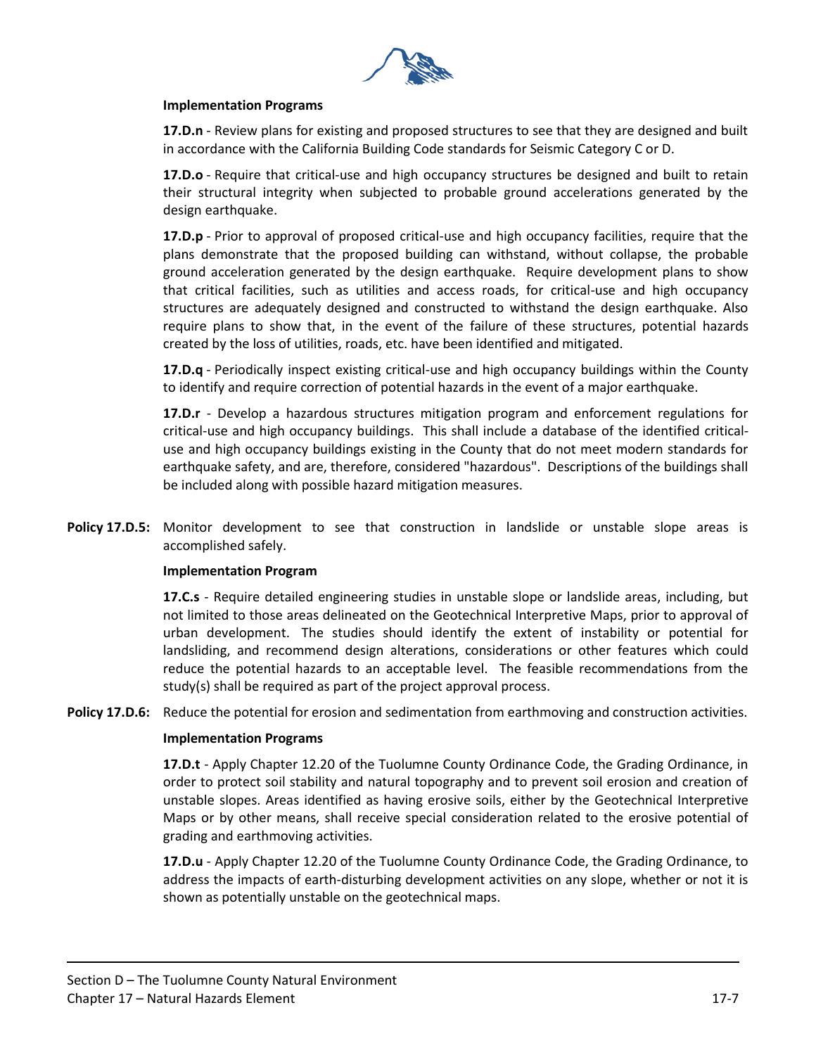**Implementation Programs**

**17.D.n** - Review plans for existing and proposed structures to see that they are designed and built in accordance with the California Building Code standards for Seismic Category C or D.

**17.D.o** - Require that critical-use and high occupancy structures be designed and built to retain their structural integrity when subjected to probable ground accelerations generated by the design earthquake.

**17.D.p** - Prior to approval of proposed critical-use and high occupancy facilities, require that the plans demonstrate that the proposed building can withstand, without collapse, the probable ground acceleration generated by the design earthquake. Require development plans to show that critical facilities, such as utilities and access roads, for critical-use and high occupancy structures are adequately designed and constructed to withstand the design earthquake. Also require plans to show that, in the event of the failure of these structures, potential hazards created by the loss of utilities, roads, etc. have been identified and mitigated.

**17.D.q** - Periodically inspect existing critical-use and high occupancy buildings within the County to identify and require correction of potential hazards in the event of a major earthquake.

**17.D.r** - Develop a hazardous structures mitigation program and enforcement regulations for critical-use and high occupancy buildings. This shall include a database of the identified critical-use and high occupancy buildings existing in the County that do not meet modern standards for earthquake safety, and are, therefore, considered "hazardous". Descriptions of the buildings shall be included along with possible hazard mitigation measures.

**Policy 17.D.5:** Monitor development to see that construction in landslide or unstable slope areas is accomplished safely.

**Implementation Program**

**17.C.s** - Require detailed engineering studies in unstable slope or landslide areas, including, but not limited to those areas delineated on the Geotechnical Interpretive Maps, prior to approval of urban development. The studies should identify the extent of instability or potential for landsliding, and recommend design alterations, considerations or other features which could reduce the potential hazards to an acceptable level. The feasible recommendations from the study(s) shall be required as part of the project approval process.

**Policy 17.D.6:** Reduce the potential for erosion and sedimentation from earthmoving and construction activities.

**Implementation Programs**

**17.D.t** - Apply Chapter 12.20 of the Tuolumne County Ordinance Code, the Grading Ordinance, in order to protect soil stability and natural topography and to prevent soil erosion and creation of unstable slopes. Areas identified as having erosive soils, either by the Geotechnical Interpretive Maps or by other means, shall receive special consideration related to the erosive potential of grading and earthmoving activities.

**17.D.u** - Apply Chapter 12.20 of the Tuolumne County Ordinance Code, the Grading Ordinance, to address the impacts of earth-disturbing development activities on any slope, whether or not it is shown as potentially unstable on the geotechnical maps.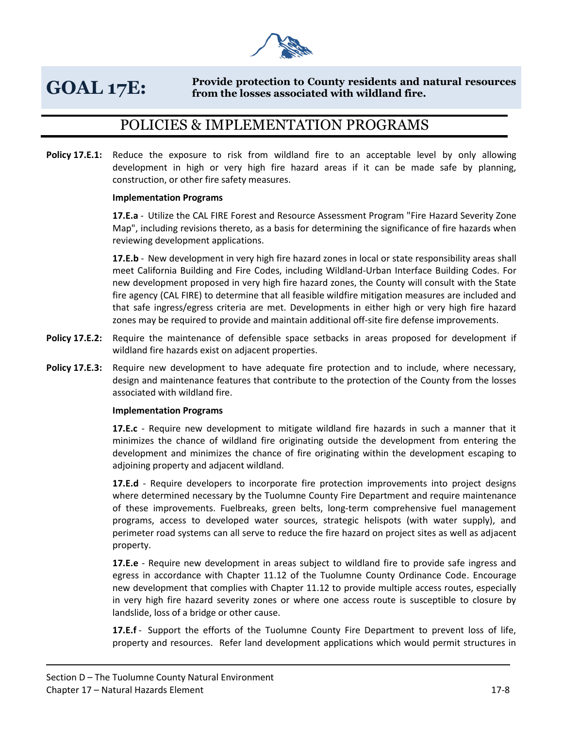# GOAL 17E: Provide protection to County residents and natural resources from the losses associated with wildland fire.

## POLICIES & IMPLEMENTATION PROGRAMS

**Policy 17.E.1:** Reduce the exposure to risk from wildland fire to an acceptable level by only allowing development in high or very high fire hazard areas if it can be made safe by planning, construction, or other fire safety measures.

**Implementation Programs**

**17.E.a** - Utilize the CAL FIRE Forest and Resource Assessment Program "Fire Hazard Severity Zone Map", including revisions thereto, as a basis for determining the significance of fire hazards when reviewing development applications.

**17.E.b** - New development in very high fire hazard zones in local or state responsibility areas shall meet California Building and Fire Codes, including Wildland-Urban Interface Building Codes. For new development proposed in very high fire hazard zones, the County will consult with the State fire agency (CAL FIRE) to determine that all feasible wildfire mitigation measures are included and that safe ingress/egress criteria are met. Developments in either high or very high fire hazard zones may be required to provide and maintain additional off-site fire defense improvements.

**Policy 17.E.2:** Require the maintenance of defensible space setbacks in areas proposed for development if wildland fire hazards exist on adjacent properties.

**Policy 17.E.3:** Require new development to have adequate fire protection and to include, where necessary, design and maintenance features that contribute to the protection of the County from the losses associated with wildland fire.

**Implementation Programs**

**17.E.c** - Require new development to mitigate wildland fire hazards in such a manner that it minimizes the chance of wildland fire originating outside the development from entering the development and minimizes the chance of fire originating within the development escaping to adjoining property and adjacent wildland.

**17.E.d** - Require developers to incorporate fire protection improvements into project designs where determined necessary by the Tuolumne County Fire Department and require maintenance of these improvements. Fuelbreaks, green belts, long-term comprehensive fuel management programs, access to developed water sources, strategic helispots (with water supply), and perimeter road systems can all serve to reduce the fire hazard on project sites as well as adjacent property.

**17.E.e** - Require new development in areas subject to wildland fire to provide safe ingress and egress in accordance with Chapter 11.12 of the Tuolumne County Ordinance Code. Encourage new development that complies with Chapter 11.12 to provide multiple access routes, especially in very high fire hazard severity zones or where one access route is susceptible to closure by landslide, loss of a bridge or other cause.

**17.E.f** - Support the efforts of the Tuolumne County Fire Department to prevent loss of life, property and resources. Refer land development applications which would permit structures in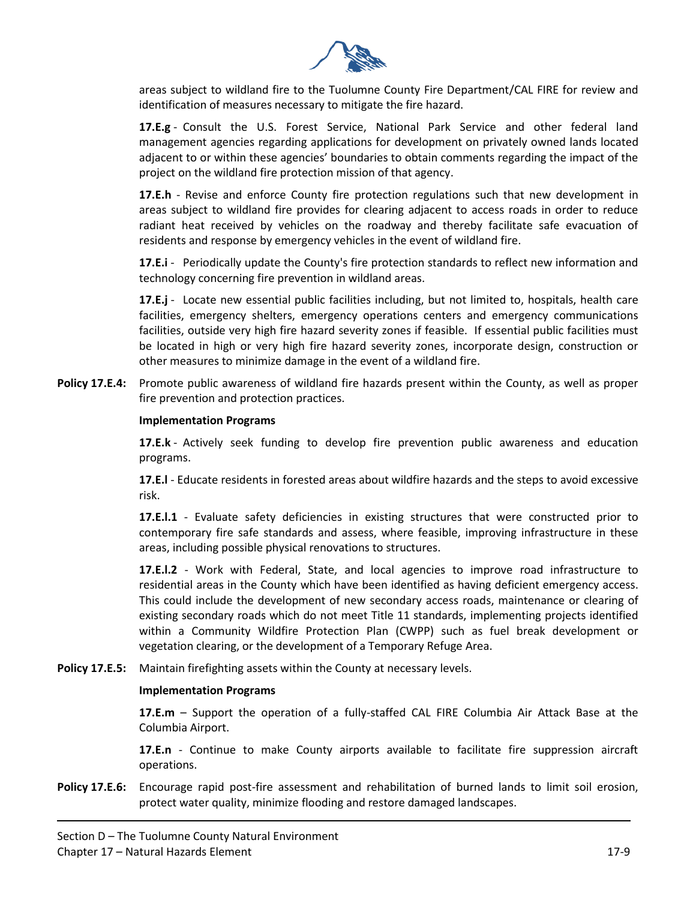areas subject to wildland fire to the Tuolumne County Fire Department/CAL FIRE for review and identification of measures necessary to mitigate the fire hazard.

**17.E.g** - Consult the U.S. Forest Service, National Park Service and other federal land management agencies regarding applications for development on privately owned lands located adjacent to or within these agencies' boundaries to obtain comments regarding the impact of the project on the wildland fire protection mission of that agency.

**17.E.h** - Revise and enforce County fire protection regulations such that new development in areas subject to wildland fire provides for clearing adjacent to access roads in order to reduce radiant heat received by vehicles on the roadway and thereby facilitate safe evacuation of residents and response by emergency vehicles in the event of wildland fire.

**17.E.i** - Periodically update the County's fire protection standards to reflect new information and technology concerning fire prevention in wildland areas.

**17.E.j** - Locate new essential public facilities including, but not limited to, hospitals, health care facilities, emergency shelters, emergency operations centers and emergency communications facilities, outside very high fire hazard severity zones if feasible. If essential public facilities must be located in high or very high fire hazard severity zones, incorporate design, construction or other measures to minimize damage in the event of a wildland fire.

**Policy 17.E.4:** Promote public awareness of wildland fire hazards present within the County, as well as proper fire prevention and protection practices.

**Implementation Programs**

**17.E.k** - Actively seek funding to develop fire prevention public awareness and education programs.

**17.E.l** - Educate residents in forested areas about wildfire hazards and the steps to avoid excessive risk.

**17.E.l.1** - Evaluate safety deficiencies in existing structures that were constructed prior to contemporary fire safe standards and assess, where feasible, improving infrastructure in these areas, including possible physical renovations to structures.

**17.E.l.2** - Work with Federal, State, and local agencies to improve road infrastructure to residential areas in the County which have been identified as having deficient emergency access. This could include the development of new secondary access roads, maintenance or clearing of existing secondary roads which do not meet Title 11 standards, implementing projects identified within a Community Wildfire Protection Plan (CWPP) such as fuel break development or vegetation clearing, or the development of a Temporary Refuge Area.

**Policy 17.E.5:** Maintain firefighting assets within the County at necessary levels.

**Implementation Programs**

**17.E.m** – Support the operation of a fully-staffed CAL FIRE Columbia Air Attack Base at the Columbia Airport.

**17.E.n** - Continue to make County airports available to facilitate fire suppression aircraft operations.

**Policy 17.E.6:** Encourage rapid post-fire assessment and rehabilitation of burned lands to limit soil erosion, protect water quality, minimize flooding and restore damaged landscapes.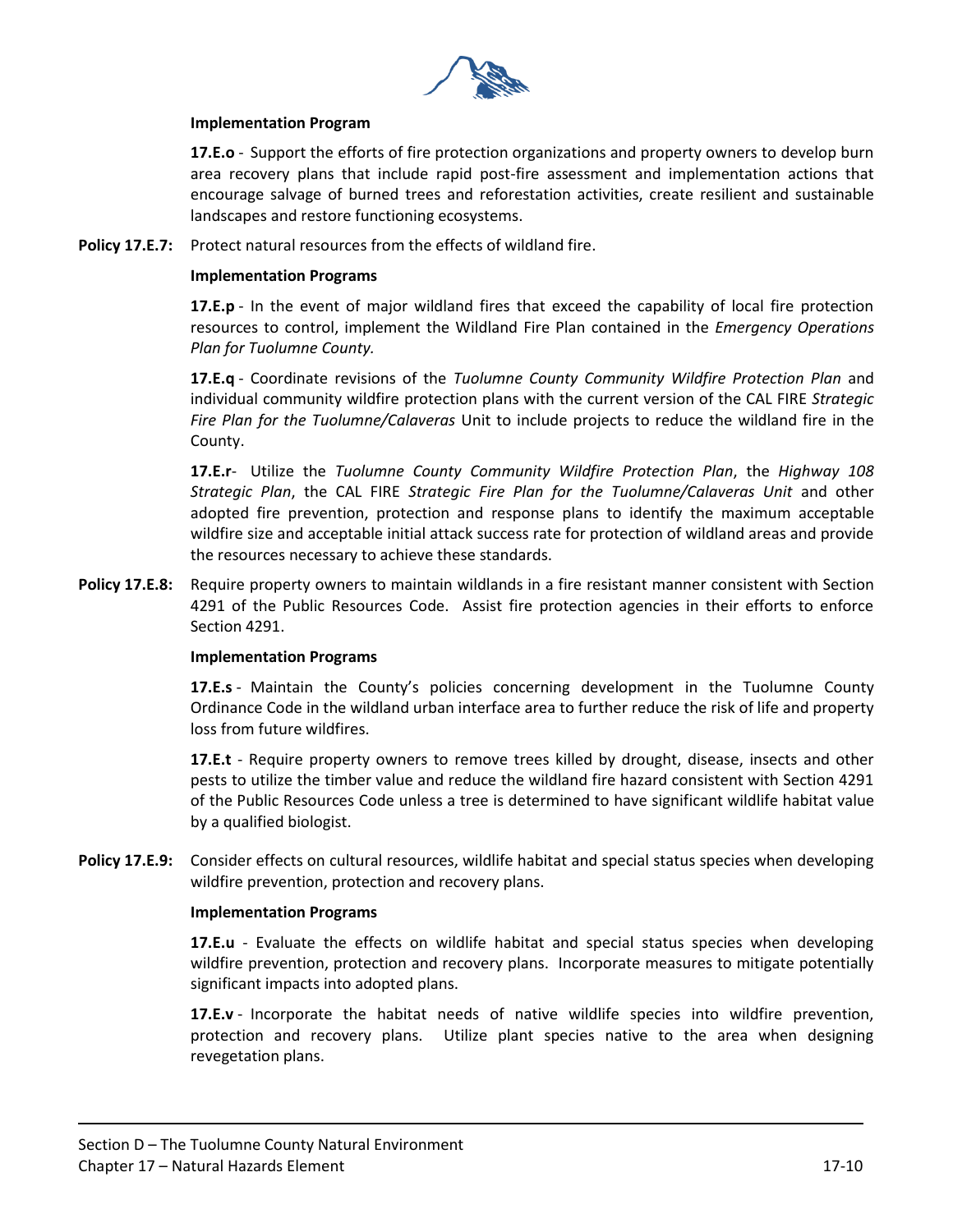**Implementation Program**

**17.E.o** - Support the efforts of fire protection organizations and property owners to develop burn area recovery plans that include rapid post-fire assessment and implementation actions that encourage salvage of burned trees and reforestation activities, create resilient and sustainable landscapes and restore functioning ecosystems.

**Policy 17.E.7:** Protect natural resources from the effects of wildland fire.

**Implementation Programs**

**17.E.p** - In the event of major wildland fires that exceed the capability of local fire protection resources to control, implement the Wildland Fire Plan contained in the *Emergency Operations Plan for Tuolumne County.*

**17.E.q** - Coordinate revisions of the *Tuolumne County Community Wildfire Protection Plan* and individual community wildfire protection plans with the current version of the CAL FIRE *Strategic Fire Plan for the Tuolumne/Calaveras* Unit to include projects to reduce the wildland fire in the County.

**17.E.r**- Utilize the *Tuolumne County Community Wildfire Protection Plan*, the *Highway 108 Strategic Plan*, the CAL FIRE *Strategic Fire Plan for the Tuolumne/Calaveras Unit* and other adopted fire prevention, protection and response plans to identify the maximum acceptable wildfire size and acceptable initial attack success rate for protection of wildland areas and provide the resources necessary to achieve these standards.

**Policy 17.E.8:** Require property owners to maintain wildlands in a fire resistant manner consistent with Section 4291 of the Public Resources Code. Assist fire protection agencies in their efforts to enforce Section 4291.

**Implementation Programs**

**17.E.s** - Maintain the County's policies concerning development in the Tuolumne County Ordinance Code in the wildland urban interface area to further reduce the risk of life and property loss from future wildfires.

**17.E.t** - Require property owners to remove trees killed by drought, disease, insects and other pests to utilize the timber value and reduce the wildland fire hazard consistent with Section 4291 of the Public Resources Code unless a tree is determined to have significant wildlife habitat value by a qualified biologist.

**Policy 17.E.9:** Consider effects on cultural resources, wildlife habitat and special status species when developing wildfire prevention, protection and recovery plans.

**Implementation Programs**

**17.E.u** - Evaluate the effects on wildlife habitat and special status species when developing wildfire prevention, protection and recovery plans. Incorporate measures to mitigate potentially significant impacts into adopted plans.

**17.E.v** - Incorporate the habitat needs of native wildlife species into wildfire prevention, protection and recovery plans. Utilize plant species native to the area when designing revegetation plans.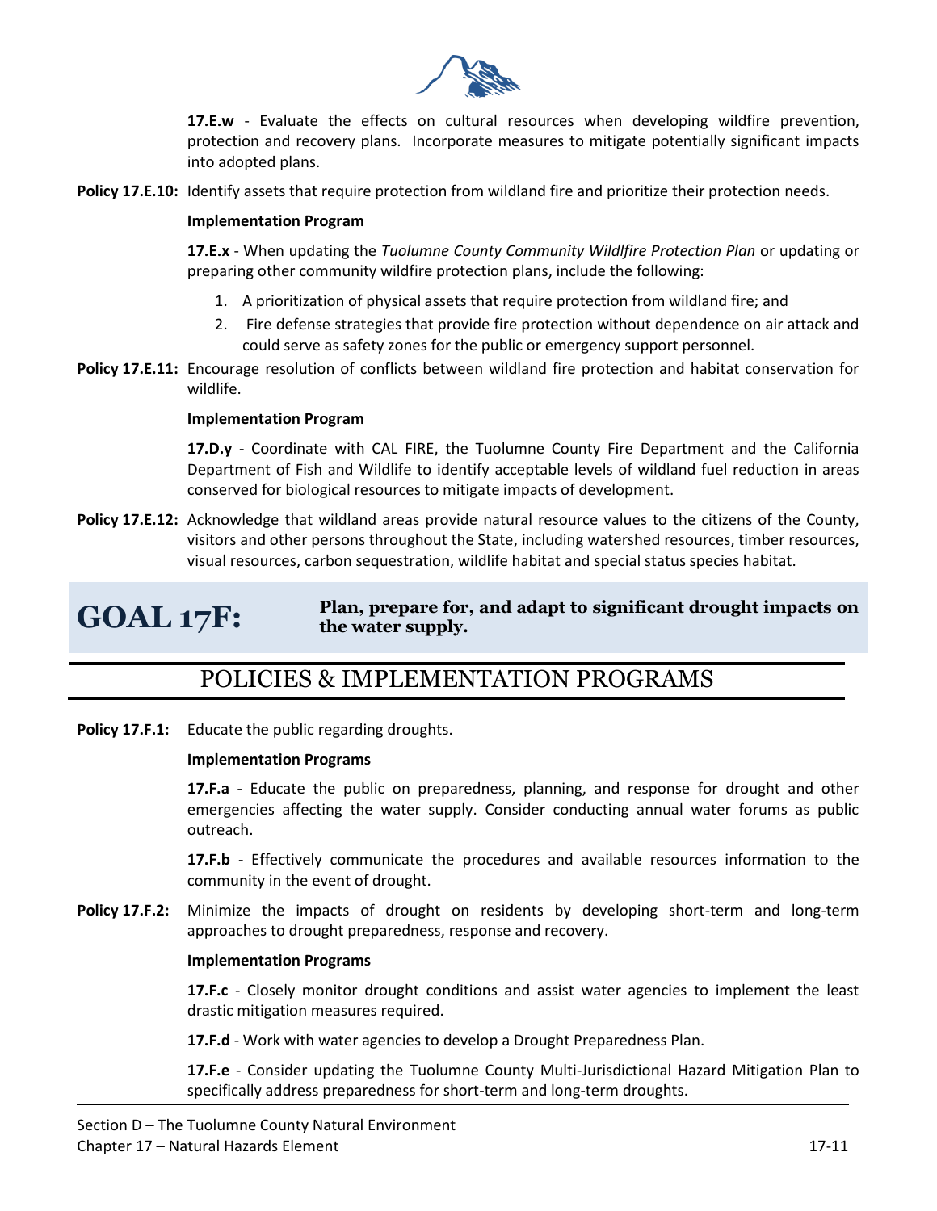**17.E.w** - Evaluate the effects on cultural resources when developing wildfire prevention, protection and recovery plans. Incorporate measures to mitigate potentially significant impacts into adopted plans.

**Policy 17.E.10:** Identify assets that require protection from wildland fire and prioritize their protection needs.

**Implementation Program**

**17.E.x** - When updating the *Tuolumne County Community Wildlfire Protection Plan* or updating or preparing other community wildfire protection plans, include the following:

1. A prioritization of physical assets that require protection from wildland fire; and
2. Fire defense strategies that provide fire protection without dependence on air attack and could serve as safety zones for the public or emergency support personnel.

**Policy 17.E.11:** Encourage resolution of conflicts between wildland fire protection and habitat conservation for wildlife.

**Implementation Program**

**17.D.y** - Coordinate with CAL FIRE, the Tuolumne County Fire Department and the California Department of Fish and Wildlife to identify acceptable levels of wildland fuel reduction in areas conserved for biological resources to mitigate impacts of development.

**Policy 17.E.12:** Acknowledge that wildland areas provide natural resource values to the citizens of the County, visitors and other persons throughout the State, including watershed resources, timber resources, visual resources, carbon sequestration, wildlife habitat and special status species habitat.

# GOAL 17F: Plan, prepare for, and adapt to significant drought impacts on the water supply.

## POLICIES & IMPLEMENTATION PROGRAMS

**Policy 17.F.1:** Educate the public regarding droughts.

**Implementation Programs**

**17.F.a** - Educate the public on preparedness, planning, and response for drought and other emergencies affecting the water supply. Consider conducting annual water forums as public outreach.

**17.F.b** - Effectively communicate the procedures and available resources information to the community in the event of drought.

**Policy 17.F.2:** Minimize the impacts of drought on residents by developing short-term and long-term approaches to drought preparedness, response and recovery.

**Implementation Programs**

**17.F.c** - Closely monitor drought conditions and assist water agencies to implement the least drastic mitigation measures required.

**17.F.d** - Work with water agencies to develop a Drought Preparedness Plan.

**17.F.e** - Consider updating the Tuolumne County Multi-Jurisdictional Hazard Mitigation Plan to specifically address preparedness for short-term and long-term droughts.